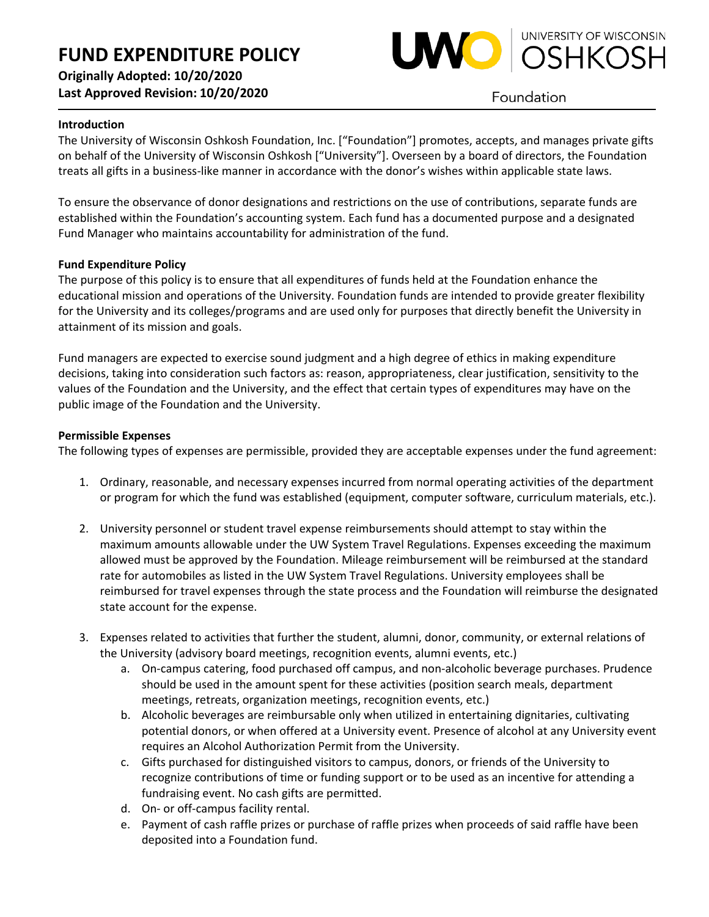# FUND EXPENDITURE POLICY

**Originally Adopted: 10/20/2020**
**Last Approved Revision: 10/20/2020**

UNIVERSITY OF WISCONSIN OSHKOSH Foundation

**Introduction**

The University of Wisconsin Oshkosh Foundation, Inc. ["Foundation"] promotes, accepts, and manages private gifts on behalf of the University of Wisconsin Oshkosh ["University"]. Overseen by a board of directors, the Foundation treats all gifts in a business-like manner in accordance with the donor's wishes within applicable state laws.

To ensure the observance of donor designations and restrictions on the use of contributions, separate funds are established within the Foundation's accounting system. Each fund has a documented purpose and a designated Fund Manager who maintains accountability for administration of the fund.

**Fund Expenditure Policy**

The purpose of this policy is to ensure that all expenditures of funds held at the Foundation enhance the educational mission and operations of the University. Foundation funds are intended to provide greater flexibility for the University and its colleges/programs and are used only for purposes that directly benefit the University in attainment of its mission and goals.

Fund managers are expected to exercise sound judgment and a high degree of ethics in making expenditure decisions, taking into consideration such factors as: reason, appropriateness, clear justification, sensitivity to the values of the Foundation and the University, and the effect that certain types of expenditures may have on the public image of the Foundation and the University.

**Permissible Expenses**

The following types of expenses are permissible, provided they are acceptable expenses under the fund agreement:

1. Ordinary, reasonable, and necessary expenses incurred from normal operating activities of the department or program for which the fund was established (equipment, computer software, curriculum materials, etc.).

2. University personnel or student travel expense reimbursements should attempt to stay within the maximum amounts allowable under the UW System Travel Regulations. Expenses exceeding the maximum allowed must be approved by the Foundation. Mileage reimbursement will be reimbursed at the standard rate for automobiles as listed in the UW System Travel Regulations. University employees shall be reimbursed for travel expenses through the state process and the Foundation will reimburse the designated state account for the expense.

3. Expenses related to activities that further the student, alumni, donor, community, or external relations of the University (advisory board meetings, recognition events, alumni events, etc.)
   a. On-campus catering, food purchased off campus, and non-alcoholic beverage purchases. Prudence should be used in the amount spent for these activities (position search meals, department meetings, retreats, organization meetings, recognition events, etc.)
   b. Alcoholic beverages are reimbursable only when utilized in entertaining dignitaries, cultivating potential donors, or when offered at a University event. Presence of alcohol at any University event requires an Alcohol Authorization Permit from the University.
   c. Gifts purchased for distinguished visitors to campus, donors, or friends of the University to recognize contributions of time or funding support or to be used as an incentive for attending a fundraising event. No cash gifts are permitted.
   d. On- or off-campus facility rental.
   e. Payment of cash raffle prizes or purchase of raffle prizes when proceeds of said raffle have been deposited into a Foundation fund.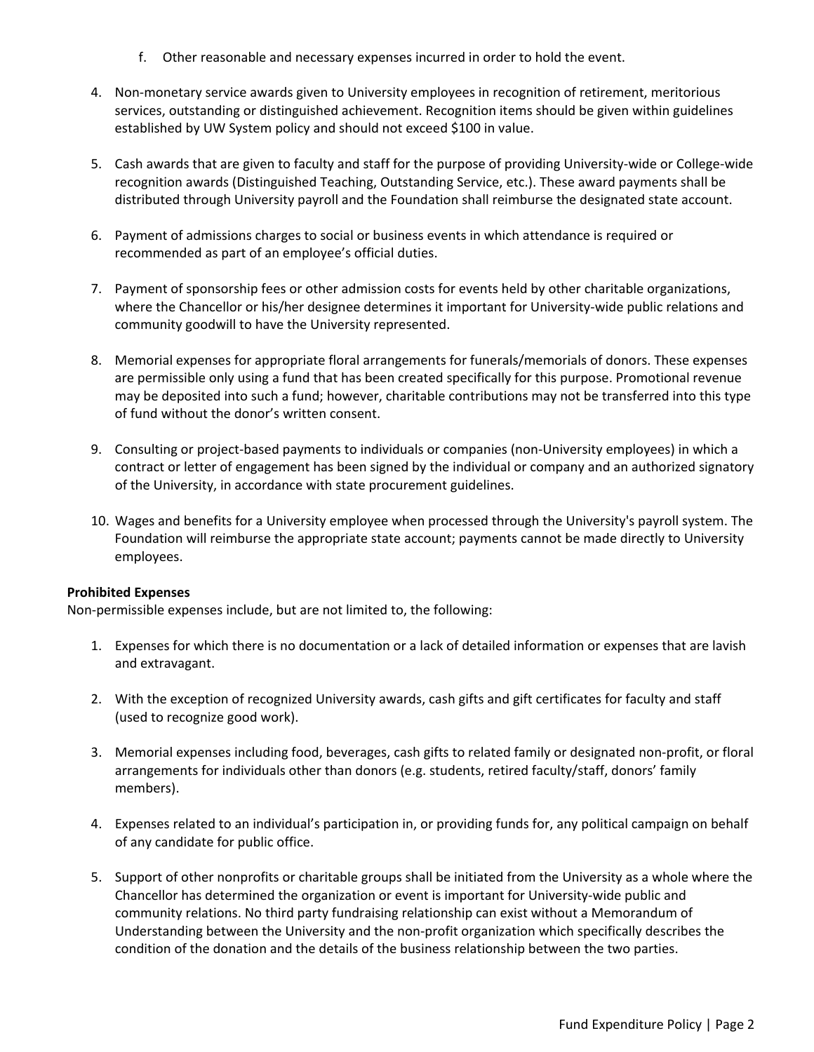f. Other reasonable and necessary expenses incurred in order to hold the event.

4. Non-monetary service awards given to University employees in recognition of retirement, meritorious services, outstanding or distinguished achievement. Recognition items should be given within guidelines established by UW System policy and should not exceed $100 in value.

5. Cash awards that are given to faculty and staff for the purpose of providing University-wide or College-wide recognition awards (Distinguished Teaching, Outstanding Service, etc.). These award payments shall be distributed through University payroll and the Foundation shall reimburse the designated state account.

6. Payment of admissions charges to social or business events in which attendance is required or recommended as part of an employee's official duties.

7. Payment of sponsorship fees or other admission costs for events held by other charitable organizations, where the Chancellor or his/her designee determines it important for University-wide public relations and community goodwill to have the University represented.

8. Memorial expenses for appropriate floral arrangements for funerals/memorials of donors. These expenses are permissible only using a fund that has been created specifically for this purpose. Promotional revenue may be deposited into such a fund; however, charitable contributions may not be transferred into this type of fund without the donor's written consent.

9. Consulting or project-based payments to individuals or companies (non-University employees) in which a contract or letter of engagement has been signed by the individual or company and an authorized signatory of the University, in accordance with state procurement guidelines.

10. Wages and benefits for a University employee when processed through the University's payroll system. The Foundation will reimburse the appropriate state account; payments cannot be made directly to University employees.

**Prohibited Expenses**

Non-permissible expenses include, but are not limited to, the following:

1. Expenses for which there is no documentation or a lack of detailed information or expenses that are lavish and extravagant.

2. With the exception of recognized University awards, cash gifts and gift certificates for faculty and staff (used to recognize good work).

3. Memorial expenses including food, beverages, cash gifts to related family or designated non-profit, or floral arrangements for individuals other than donors (e.g. students, retired faculty/staff, donors' family members).

4. Expenses related to an individual's participation in, or providing funds for, any political campaign on behalf of any candidate for public office.

5. Support of other nonprofits or charitable groups shall be initiated from the University as a whole where the Chancellor has determined the organization or event is important for University-wide public and community relations. No third party fundraising relationship can exist without a Memorandum of Understanding between the University and the non-profit organization which specifically describes the condition of the donation and the details of the business relationship between the two parties.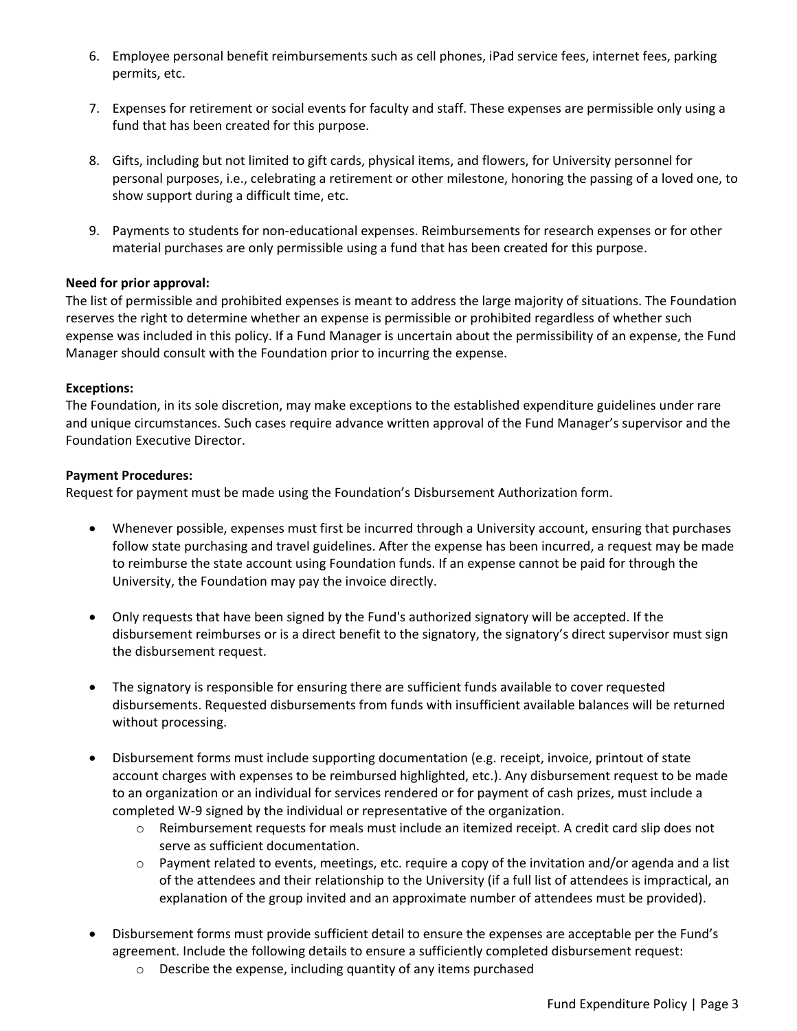6. Employee personal benefit reimbursements such as cell phones, iPad service fees, internet fees, parking permits, etc.

7. Expenses for retirement or social events for faculty and staff. These expenses are permissible only using a fund that has been created for this purpose.

8. Gifts, including but not limited to gift cards, physical items, and flowers, for University personnel for personal purposes, i.e., celebrating a retirement or other milestone, honoring the passing of a loved one, to show support during a difficult time, etc.

9. Payments to students for non-educational expenses. Reimbursements for research expenses or for other material purchases are only permissible using a fund that has been created for this purpose.

**Need for prior approval:**
The list of permissible and prohibited expenses is meant to address the large majority of situations. The Foundation reserves the right to determine whether an expense is permissible or prohibited regardless of whether such expense was included in this policy. If a Fund Manager is uncertain about the permissibility of an expense, the Fund Manager should consult with the Foundation prior to incurring the expense.

**Exceptions:**
The Foundation, in its sole discretion, may make exceptions to the established expenditure guidelines under rare and unique circumstances. Such cases require advance written approval of the Fund Manager's supervisor and the Foundation Executive Director.

**Payment Procedures:**
Request for payment must be made using the Foundation's Disbursement Authorization form.

- Whenever possible, expenses must first be incurred through a University account, ensuring that purchases follow state purchasing and travel guidelines. After the expense has been incurred, a request may be made to reimburse the state account using Foundation funds. If an expense cannot be paid for through the University, the Foundation may pay the invoice directly.

- Only requests that have been signed by the Fund's authorized signatory will be accepted. If the disbursement reimburses or is a direct benefit to the signatory, the signatory's direct supervisor must sign the disbursement request.

- The signatory is responsible for ensuring there are sufficient funds available to cover requested disbursements. Requested disbursements from funds with insufficient available balances will be returned without processing.

- Disbursement forms must include supporting documentation (e.g. receipt, invoice, printout of state account charges with expenses to be reimbursed highlighted, etc.). Any disbursement request to be made to an organization or an individual for services rendered or for payment of cash prizes, must include a completed W-9 signed by the individual or representative of the organization.
  - Reimbursement requests for meals must include an itemized receipt. A credit card slip does not serve as sufficient documentation.
  - Payment related to events, meetings, etc. require a copy of the invitation and/or agenda and a list of the attendees and their relationship to the University (if a full list of attendees is impractical, an explanation of the group invited and an approximate number of attendees must be provided).

- Disbursement forms must provide sufficient detail to ensure the expenses are acceptable per the Fund's agreement. Include the following details to ensure a sufficiently completed disbursement request:
  - Describe the expense, including quantity of any items purchased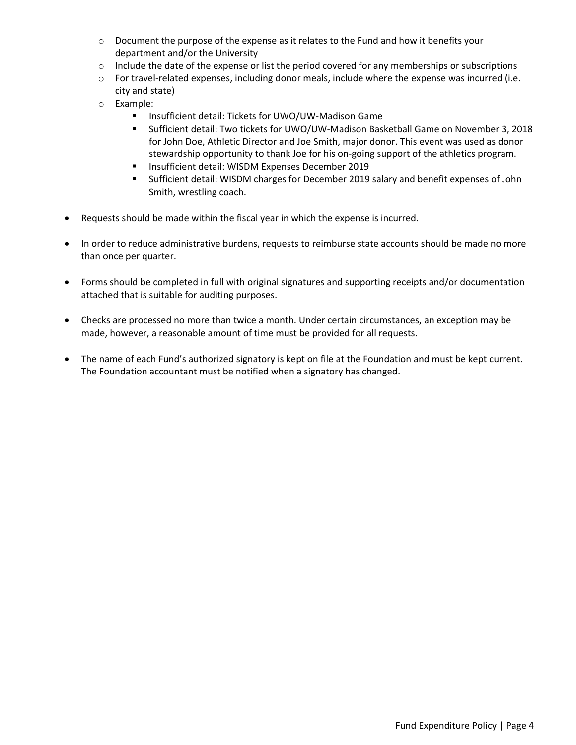- Document the purpose of the expense as it relates to the Fund and how it benefits your department and/or the University
  - Include the date of the expense or list the period covered for any memberships or subscriptions
  - For travel-related expenses, including donor meals, include where the expense was incurred (i.e. city and state)
  - Example:
    - Insufficient detail: Tickets for UWO/UW-Madison Game
    - Sufficient detail: Two tickets for UWO/UW-Madison Basketball Game on November 3, 2018 for John Doe, Athletic Director and Joe Smith, major donor. This event was used as donor stewardship opportunity to thank Joe for his on-going support of the athletics program.
    - Insufficient detail: WISDM Expenses December 2019
    - Sufficient detail: WISDM charges for December 2019 salary and benefit expenses of John Smith, wrestling coach.

- Requests should be made within the fiscal year in which the expense is incurred.

- In order to reduce administrative burdens, requests to reimburse state accounts should be made no more than once per quarter.

- Forms should be completed in full with original signatures and supporting receipts and/or documentation attached that is suitable for auditing purposes.

- Checks are processed no more than twice a month. Under certain circumstances, an exception may be made, however, a reasonable amount of time must be provided for all requests.

- The name of each Fund's authorized signatory is kept on file at the Foundation and must be kept current. The Foundation accountant must be notified when a signatory has changed.